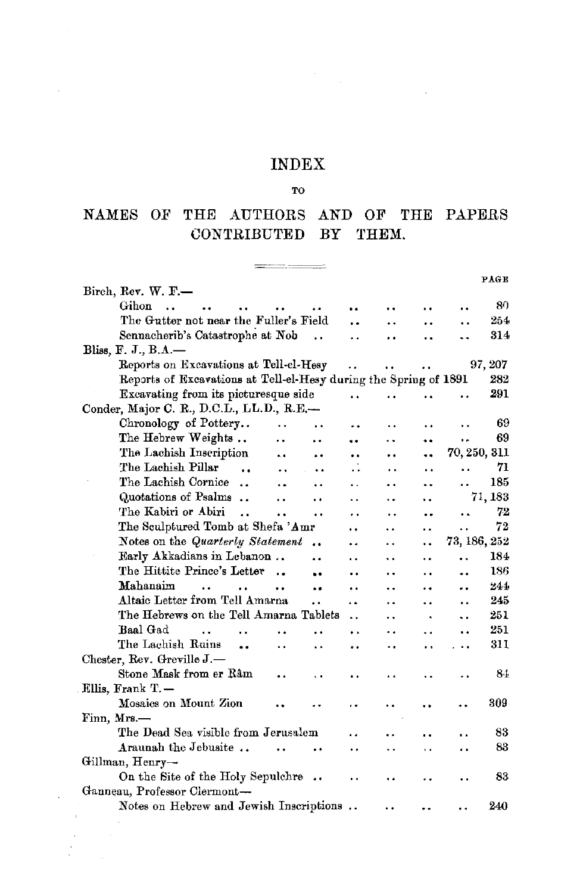# INDEX

TO

## NAMES OF THE AUTHORS AND OF THE PAPERS CONTRIBUTED BY THEM.

| | PAGE |
|---|---|
| Birch, Rev. W. F.— | |
| Gihon | 80 |
| The Gutter not near the Fuller's Field | 254 |
| Sennacherib's Catastrophe at Nob | 314 |
| Bliss, F. J., B.A.— | |
| Reports on Excavations at Tell-el-Hesy | 97, 207 |
| Reports of Excavations at Tell-el-Hesy during the Spring of 1891 | 282 |
| Excavating from its picturesque side | 291 |
| Conder, Major C. R., D.C.L., LL.D., R.E.— | |
| Chronology of Pottery | 69 |
| The Hebrew Weights | 69 |
| The Lachish Inscription | 70, 250, 311 |
| The Lachish Pillar | 71 |
| The Lachish Cornice | 185 |
| Quotations of Psalms | 71, 183 |
| The Kabiri or Abiri | 72 |
| The Sculptured Tomb at Shefa 'Amr | 72 |
| Notes on the *Quarterly Statement* | 73, 186, 252 |
| Early Akkadians in Lebanon | 184 |
| The Hittite Prince's Letter | 186 |
| Mahanaim | 244 |
| Altaic Letter from Tell Amarna | 245 |
| The Hebrews on the Tell Amarna Tablets | 251 |
| Baal Gad | 251 |
| The Lachish Ruins | 311 |
| Chester, Rev. Greville J.— | |
| Stone Mask from er Râm | 84 |
| Ellis, Frank T.— | |
| Mosaics on Mount Zion | 309 |
| Finn, Mrs.— | |
| The Dead Sea visible from Jerusalem | 83 |
| Araunah the Jebusite | 83 |
| Gillman, Henry— | |
| On the Site of the Holy Sepulchre | 83 |
| Ganneau, Professor Clermont— | |
| Notes on Hebrew and Jewish Inscriptions | 240 |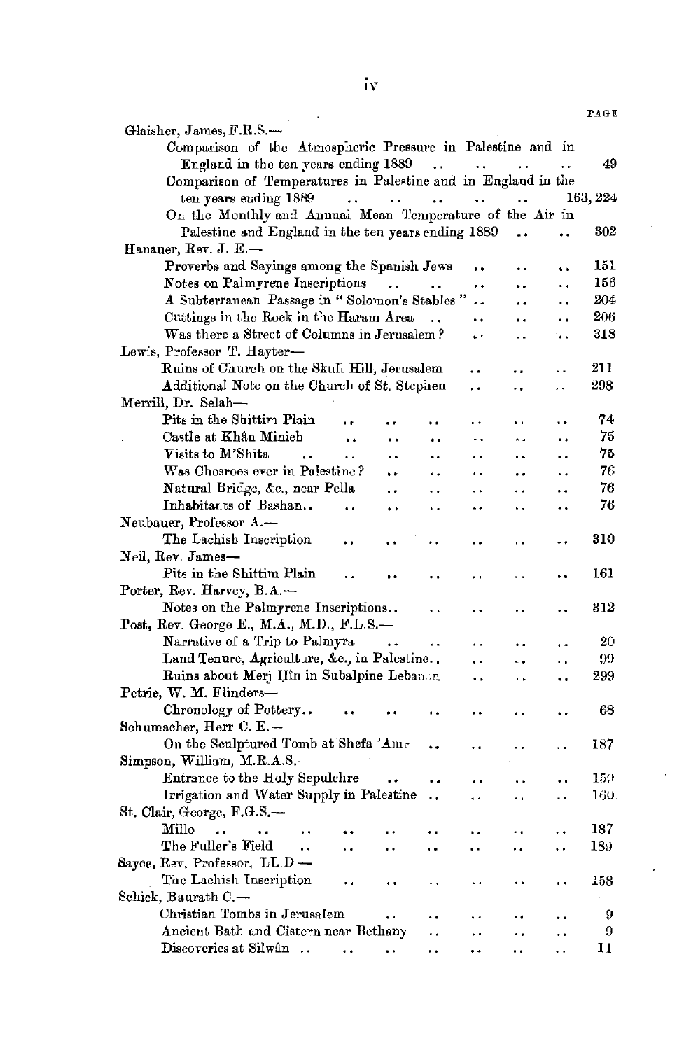PAGE

Glaisher, James, F.R.S.—

- Comparison of the Atmospheric Pressure in Palestine and in England in the ten years ending 1889 .. .. .. .. 49
- Comparison of Temperatures in Palestine and in England in the ten years ending 1889 .. .. .. .. .. 163, 224
- On the Monthly and Annual Mean Temperature of the Air in Palestine and England in the ten years ending 1889 .. .. 302

Hanauer, Rev. J. E.—

- Proverbs and Sayings among the Spanish Jews .. .. .. 151
- Notes on Palmyrene Inscriptions .. .. .. .. .. 156
- A Subterranean Passage in "Solomon's Stables" .. .. .. 204
- Cuttings in the Rock in the Haram Area .. .. .. .. 206
- Was there a Street of Columns in Jerusalem? .. .. .. 318

Lewis, Professor T. Hayter—

- Ruins of Church on the Skull Hill, Jerusalem .. .. .. 211
- Additional Note on the Church of St. Stephen .. .. .. 298

Merrill, Dr. Selah—

- Pits in the Shittim Plain .. .. .. .. .. .. 74
- Castle at Khân Minieh .. .. .. .. .. .. 75
- Visits to M'Shita .. .. .. .. .. .. .. 75
- Was Chosroes ever in Palestine? .. .. .. .. .. 76
- Natural Bridge, &c., near Pella .. .. .. .. .. 76
- Inhabitants of Bashan.. .. .. .. .. .. .. 76

Neubauer, Professor A.—

- The Lachish Inscription .. .. .. .. .. .. 310

Neil, Rev. James—

- Pits in the Shittim Plain .. .. .. .. .. .. 161

Porter, Rev. Harvey, B.A.—

- Notes on the Palmyrene Inscriptions.. .. .. .. .. 312

Post, Rev. George E., M.A., M.D., F.L.S.—

- Narrative of a Trip to Palmyra .. .. .. .. .. 20
- Land Tenure, Agriculture, &c., in Palestine.. .. .. .. 99
- Ruins about Merj Hîn in Subalpine Lebanon .. .. .. 299

Petrie, W. M. Flinders—

- Chronology of Pottery.. .. .. .. .. .. .. 68

Schumacher, Herr C. E.—

- On the Sculptured Tomb at Shefa 'Amr .. .. .. .. 187

Simpson, William, M.R.A.S.—

- Entrance to the Holy Sepulchre .. .. .. .. .. 159
- Irrigation and Water Supply in Palestine .. .. .. .. 160

St. Clair, George, F.G.S.—

- Millo .. .. .. .. .. .. .. .. .. 187
- The Fuller's Field .. .. .. .. .. .. .. 189

Sayce, Rev. Professor, LL.D —

- The Lachish Inscription .. .. .. .. .. .. 158

Schick, Baurath C.—

- Christian Tombs in Jerusalem .. .. .. .. .. 9
- Ancient Bath and Cistern near Bethany .. .. .. .. 9
- Discoveries at Silwân .. .. .. .. .. .. .. 11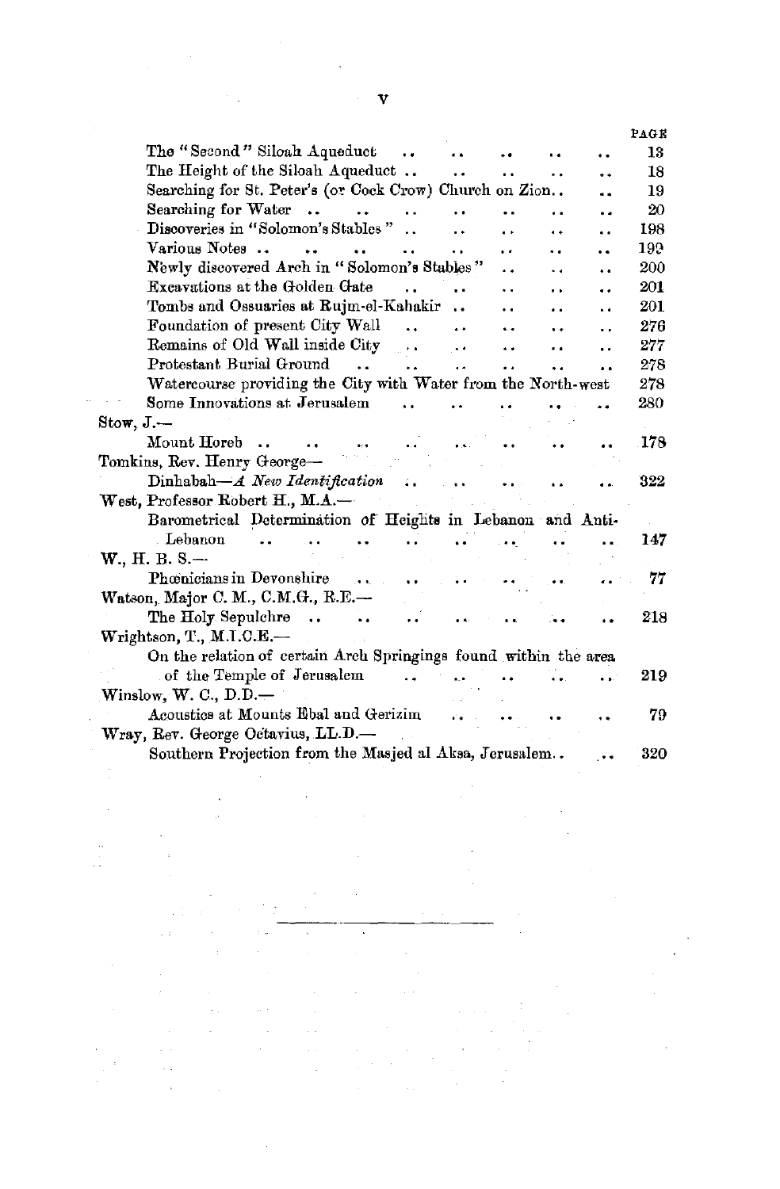| | PAGE |
|---|---|
| The "Second" Siloah Aqueduct .. .. .. .. .. | 13 |
| The Height of the Siloah Aqueduct .. .. .. .. .. | 18 |
| Searching for St. Peter's (or Cock Crow) Church on Zion.. .. | 19 |
| Searching for Water .. .. .. .. .. .. .. | 20 |
| Discoveries in "Solomon's Stables" .. .. .. .. .. | 198 |
| Various Notes .. .. .. .. .. .. .. .. | 199 |
| Newly discovered Arch in "Solomon's Stables" .. .. .. | 200 |
| Excavations at the Golden Gate .. .. .. .. .. | 201 |
| Tombs and Ossuaries at Rujm-el-Kahakir .. .. .. .. | 201 |
| Foundation of present City Wall .. .. .. .. .. | 276 |
| Remains of Old Wall inside City .. .. .. .. .. | 277 |
| Protestant Burial Ground .. .. .. .. .. .. | 278 |
| Watercourse providing the City with Water from the North-west | 278 |
| Some Innovations at Jerusalem .. .. .. .. .. | 280 |
| **Stow, J.—** | |
| Mount Horeb .. .. .. .. .. .. .. .. | 178 |
| **Tomkins, Rev. Henry George—** | |
| Dinhabah—*A New Identification* .. .. .. .. .. | 322 |
| **West, Professor Robert H., M.A.—** | |
| Barometrical Determination of Heights in Lebanon and Anti-Lebanon .. .. .. .. .. .. .. .. | 147 |
| **W., H. B. S.—** | |
| Phœnicians in Devonshire .. .. .. .. .. .. | 77 |
| **Watson, Major C. M., C.M.G., R.E.—** | |
| The Holy Sepulchre .. .. .. .. .. .. .. | 218 |
| **Wrightson, T., M.I.C.E.—** | |
| On the relation of certain Arch Springings found within the area of the Temple of Jerusalem .. .. .. .. .. | 219 |
| **Winslow, W. C., D.D.—** | |
| Acoustics at Mounts Ebal and Gerizim .. .. .. .. | 79 |
| **Wray, Rev. George Octavius, LL.D.—** | |
| Southern Projection from the Masjed al Aksa, Jerusalem.. .. | 320 |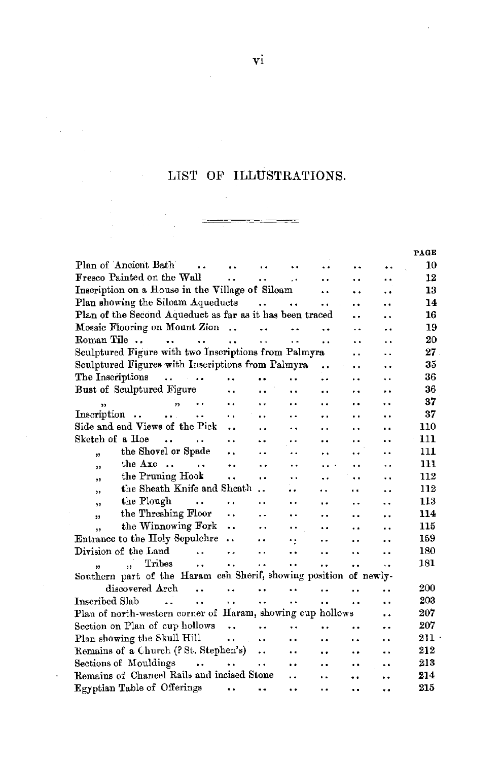# LIST OF ILLUSTRATIONS.

| | PAGE |
|---|---|
| Plan of Ancient Bath | 10 |
| Fresco Painted on the Wall | 12 |
| Inscription on a House in the Village of Siloam | 13 |
| Plan showing the Siloam Aqueducts | 14 |
| Plan of the Second Aqueduct as far as it has been traced | 16 |
| Mosaic Flooring on Mount Zion | 19 |
| Roman Tile | 20 |
| Sculptured Figure with two Inscriptions from Palmyra | 27 |
| Sculptured Figures with Inscriptions from Palmyra | 35 |
| The Inscriptions | 36 |
| Bust of Sculptured Figure | 36 |
| " " | 37 |
| Inscription | 37 |
| Side and end Views of the Pick | 110 |
| Sketch of a Hoe | 111 |
| " the Shovel or Spade | 111 |
| " the Axe | 111 |
| " the Pruning Hook | 112 |
| " the Sheath Knife and Sheath | 112 |
| " the Plough | 113 |
| " the Threshing Floor | 114 |
| " the Winnowing Fork | 115 |
| Entrance to the Holy Sepulchre | 159 |
| Division of the Land | 180 |
| " " Tribes | 181 |
| Southern part of the Haram esh Sherif, showing position of newly-discovered Arch | 200 |
| Inscribed Slab | 203 |
| Plan of north-western corner of Haram, showing cup hollows | 207 |
| Section on Plan of cup hollows | 207 |
| Plan showing the Skull Hill | 211 |
| Remains of a Church (? St. Stephen's) | 212 |
| Sections of Mouldings | 213 |
| Remains of Chancel Rails and incised Stone | 214 |
| Egyptian Table of Offerings | 215 |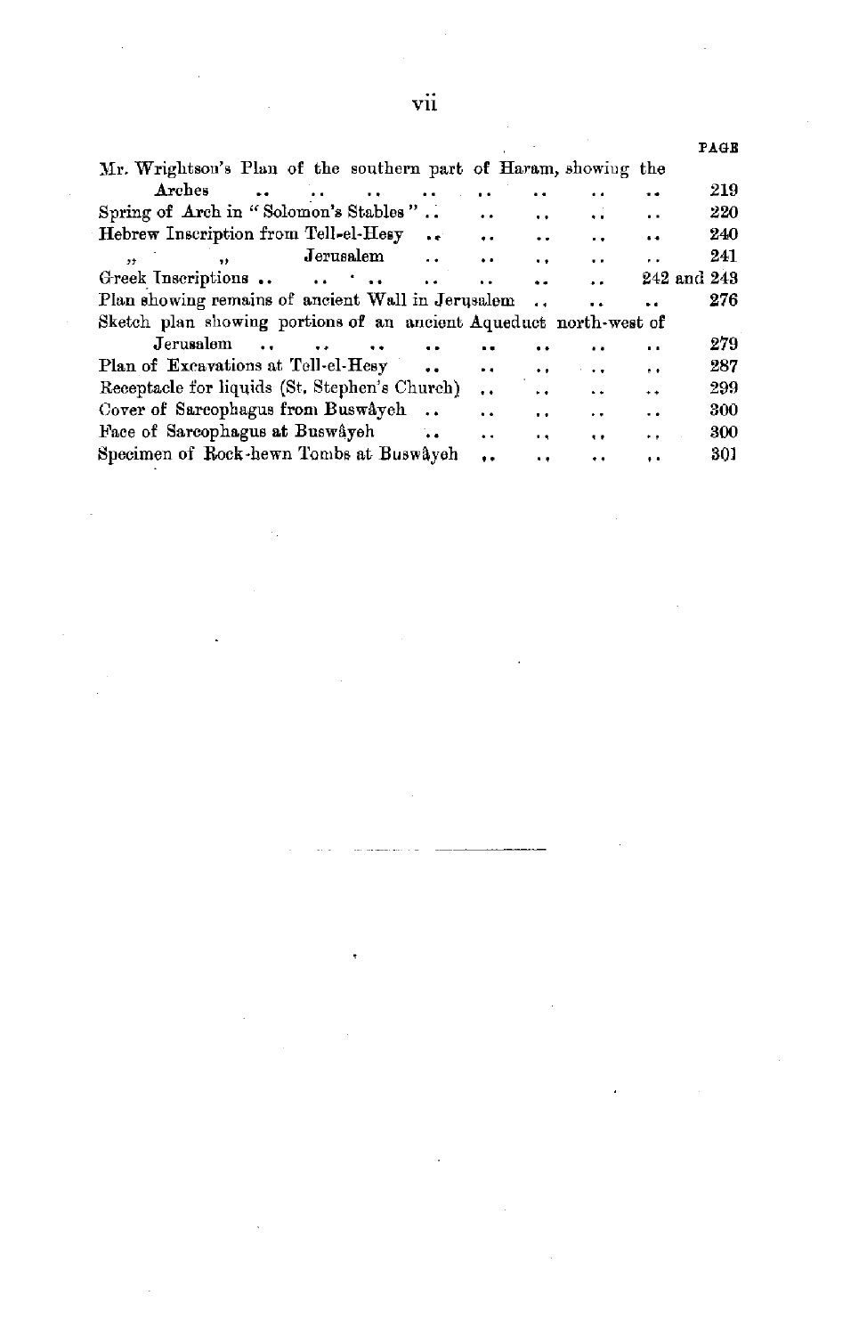| | PAGE |
|---|---|
| Mr. Wrightson's Plan of the southern part of Haram, showing the Arches | 219 |
| Spring of Arch in "Solomon's Stables" | 220 |
| Hebrew Inscription from Tell-el-Hesy | 240 |
| " " Jerusalem | 241 |
| Greek Inscriptions | 242 and 243 |
| Plan showing remains of ancient Wall in Jerusalem | 276 |
| Sketch plan showing portions of an ancient Aqueduct north-west of Jerusalem | 279 |
| Plan of Excavations at Tell-el-Hesy | 287 |
| Receptacle for liquids (St. Stephen's Church) | 299 |
| Cover of Sarcophagus from Buswâyeh | 300 |
| Face of Sarcophagus at Buswâyeh | 300 |
| Specimen of Rock-hewn Tombs at Buswâyeh | 301 |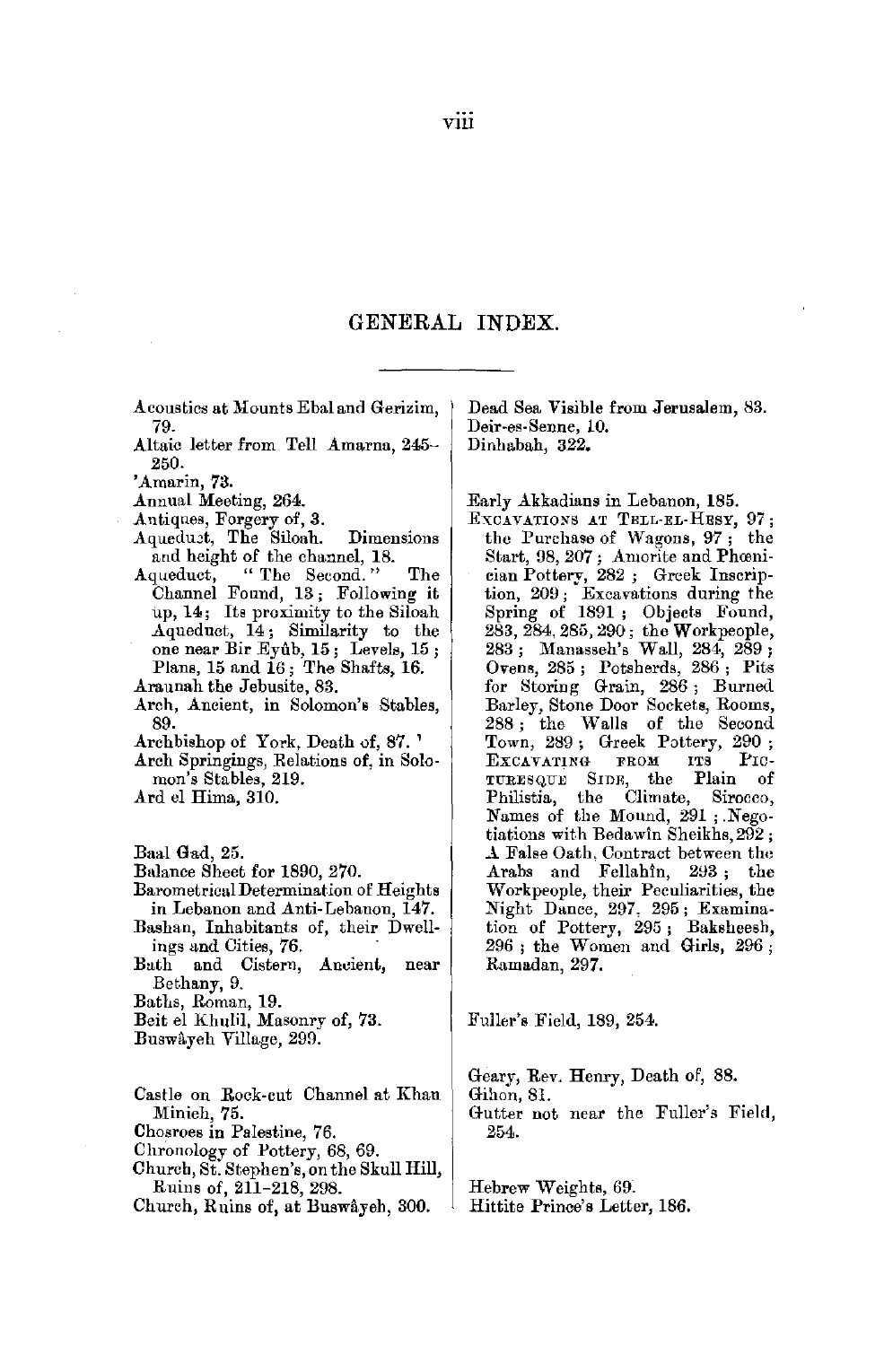# GENERAL INDEX.

Acoustics at Mounts Ebal and Gerizim, 79.

Altaic letter from Tell Amarna, 245–250.

'Amarin, 73.

Annual Meeting, 264.

Antiques, Forgery of, 3.

Aqueduct, The Siloah. Dimensions and height of the channel, 18.

Aqueduct, "The Second." The Channel Found, 13; Following it up, 14; Its proximity to the Siloah Aqueduct, 14; Similarity to the one near Bir Eyûb, 15; Levels, 15; Plans, 15 and 16; The Shafts, 16.

Araunah the Jebusite, 83.

Arch, Ancient, in Solomon's Stables, 89.

Archbishop of York, Death of, 87.

Arch Springings, Relations of, in Solomon's Stables, 219.

Ard el Hima, 310.

Baal Gad, 25.

Balance Sheet for 1890, 270.

Barometrical Determination of Heights in Lebanon and Anti-Lebanon, 147.

Bashan, Inhabitants of, their Dwellings and Cities, 76.

Bath and Cistern, Ancient, near Bethany, 9.

Baths, Roman, 19.

Beit el Khulil, Masonry of, 73.

Buswâyeh Village, 299.

Castle on Rock-cut Channel at Khan Minieh, 75.

Chosroes in Palestine, 76.

Chronology of Pottery, 68, 69.

Church, St. Stephen's, on the Skull Hill, Ruins of, 211–218, 298.

Church, Ruins of, at Buswâyeh, 300.

Dead Sea Visible from Jerusalem, 83.

Deir-es-Senne, 10.

Dinhabah, 322.

Early Akkadians in Lebanon, 185.

EXCAVATIONS AT TELL-EL-HESY, 97; the Purchase of Wagons, 97; the Start, 98, 207; Amorite and Phœnician Pottery, 282; Greek Inscription, 209; Excavations during the Spring of 1891; Objects Found, 283, 284, 285, 290; the Workpeople, 283; Manasseh's Wall, 284, 289; Ovens, 285; Potsherds, 286; Pits for Storing Grain, 286; Burned Barley, Stone Door Sockets, Rooms, 288; the Walls of the Second Town, 289; Greek Pottery, 290; EXCAVATING FROM ITS PICTURESQUE SIDE, the Plain of Philistia, the Climate, Sirocco, Names of the Mound, 291; Negotiations with Bedawîn Sheikhs, 292; A False Oath, Contract between the Arabs and Fellahîn, 293; the Workpeople, their Peculiarities, the Night Dance, 297, 295; Examination of Pottery, 295; Baksheesh, 296; the Women and Girls, 296; Ramadan, 297.

Fuller's Field, 189, 254.

Geary, Rev. Henry, Death of, 88.

Gihon, 81.

Gutter not near the Fuller's Field, 254.

Hebrew Weights, 69.

Hittite Prince's Letter, 186.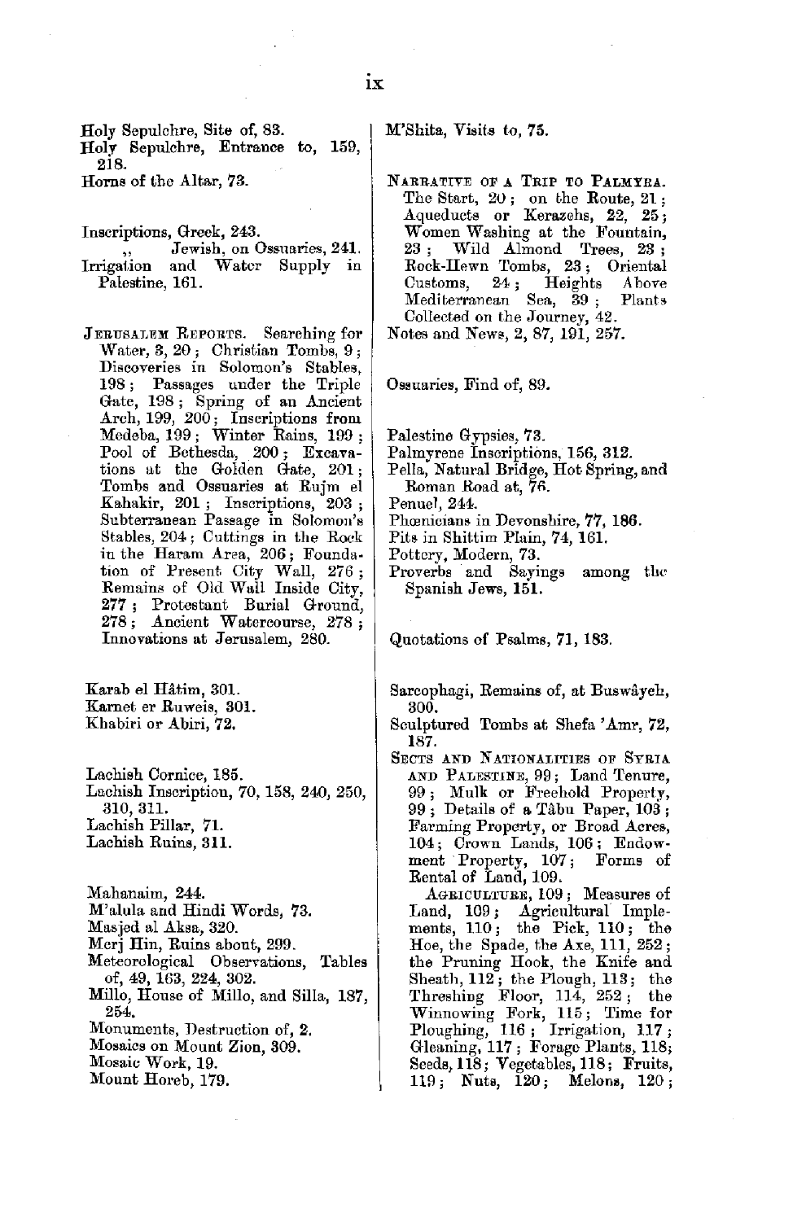Holy Sepulchre, Site of, 83.
Holy Sepulchre, Entrance to, 159, 218.
Horns of the Altar, 73.

Inscriptions, Greek, 243.
,, Jewish, on Ossuaries, 241.
Irrigation and Water Supply in Palestine, 161.

JERUSALEM REPORTS. Searching for Water, 3, 20; Christian Tombs, 9; Discoveries in Solomon's Stables, 198; Passages under the Triple Gate, 198; Spring of an Ancient Arch, 199, 200; Inscriptions from Medeba, 199; Winter Rains, 199; Pool of Bethesda, 200; Excavations at the Golden Gate, 201; Tombs and Ossuaries at Rujm el Kahakir, 201; Inscriptions, 203; Subterranean Passage in Solomon's Stables, 204; Cuttings in the Rock in the Haram Area, 206; Foundation of Present City Wall, 276; Remains of Old Wall Inside City, 277; Protestant Burial Ground, 278; Ancient Watercourse, 278; Innovations at Jerusalem, 280.

Karab el Hâtim, 301.
Karnet er Ruweis, 301.
Khabiri or Abiri, 72.

Lachish Cornice, 185.
Lachish Inscription, 70, 158, 240, 250, 310, 311.
Lachish Pillar, 71.
Lachish Ruins, 311.

Mahanaim, 244.
M'alula and Hindi Words, 73.
Masjed al Aksa, 320.
Merj Hin, Ruins about, 299.
Meteorological Observations, Tables of, 49, 163, 224, 302.
Millo, House of Millo, and Silla, 187, 254.
Monuments, Destruction of, 2.
Mosaics on Mount Zion, 309.
Mosaic Work, 19.
Mount Horeb, 179.

M'Shita, Visits to, 75.

NARRATIVE OF A TRIP TO PALMYRA. The Start, 20; on the Route, 21; Aqueducts or Kerazehs, 22, 25; Women Washing at the Fountain, 23; Wild Almond Trees, 23; Rock-Hewn Tombs, 23; Oriental Customs, 24; Heights Above Mediterranean Sea, 39; Plants Collected on the Journey, 42.
Notes and News, 2, 87, 191, 257.

Ossuaries, Find of, 89.

Palestine Gypsies, 73.
Palmyrene Inscriptions, 156, 312.
Pella, Natural Bridge, Hot Spring, and Roman Road at, 76.
Penuel, 244.
Phœnicians in Devonshire, 77, 186.
Pits in Shittim Plain, 74, 161.
Pottery, Modern, 73.
Proverbs and Sayings among the Spanish Jews, 151.

Quotations of Psalms, 71, 183.

Sarcophagi, Remains of, at Buswâyeh, 300.
Sculptured Tombs at Shefa 'Amr, 72, 187.
SECTS AND NATIONALITIES OF SYRIA AND PALESTINE, 99; Land Tenure, 99; Mulk or Freehold Property, 99; Details of a Tâbu Paper, 103; Farming Property, or Broad Acres, 104; Crown Lands, 106; Endowment Property, 107; Forms of Rental of Land, 109.

AGRICULTURE, 109; Measures of Land, 109; Agricultural Implements, 110; the Pick, 110; the Hoe, the Spade, the Axe, 111, 252; the Pruning Hook, the Knife and Sheath, 112; the Plough, 113; the Threshing Floor, 114, 252; the Winnowing Fork, 115; Time for Ploughing, 116; Irrigation, 117; Gleaning, 117; Forage Plants, 118; Seeds, 118; Vegetables, 118; Fruits, 119; Nuts, 120; Melons, 120;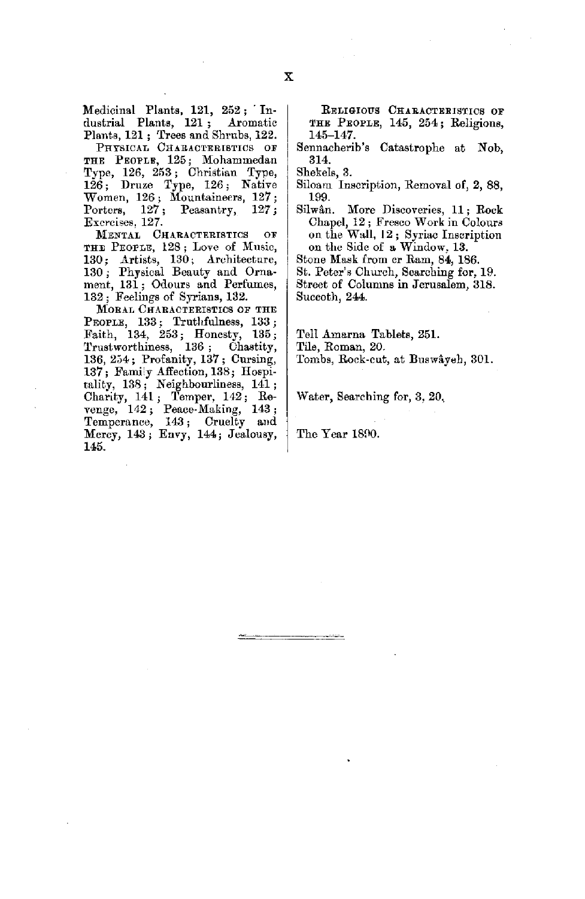Medicinal Plants, 121, 252; Industrial Plants, 121; Aromatic Plants, 121; Trees and Shrubs, 122.

PHYSICAL CHARACTERISTICS OF THE PEOPLE, 125; Mohammedan Type, 126, 253; Christian Type, 126; Druze Type, 126; Native Women, 126; Mountaineers, 127; Porters, 127; Peasantry, 127; Exercises, 127.

MENTAL CHARACTERISTICS OF THE PEOPLE, 128; Love of Music, 130; Artists, 130; Architecture, 130; Physical Beauty and Ornament, 131; Odours and Perfumes, 132; Feelings of Syrians, 132.

MORAL CHARACTERISTICS OF THE PEOPLE, 133; Truthfulness, 133; Faith, 134, 253; Honesty, 135; Trustworthiness, 136; Chastity, 136, 254; Profanity, 137; Cursing, 137; Family Affection, 138; Hospitality, 138; Neighbourliness, 141; Charity, 141; Temper, 142; Revenge, 142; Peace-Making, 143; Temperance, 143; Cruelty and Mercy, 143; Envy, 144; Jealousy, 145.

RELIGIOUS CHARACTERISTICS OF THE PEOPLE, 145, 254; Religions, 145–147.

Sennacherib's Catastrophe at Nob, 314.

Shekels, 3.

Siloam Inscription, Removal of, 2, 88, 199.

Silwân. More Discoveries, 11; Rock Chapel, 12; Fresco Work in Colours on the Wall, 12; Syriac Inscription on the Side of a Window, 13.

Stone Mask from er Ram, 84, 186.

St. Peter's Church, Searching for, 19.

Street of Columns in Jerusalem, 318.

Succoth, 244.

Tell Amarna Tablets, 251.

Tile, Roman, 20.

Tombs, Rock-cut, at Buswâyeh, 301.

Water, Searching for, 3, 20.

The Year 1890.